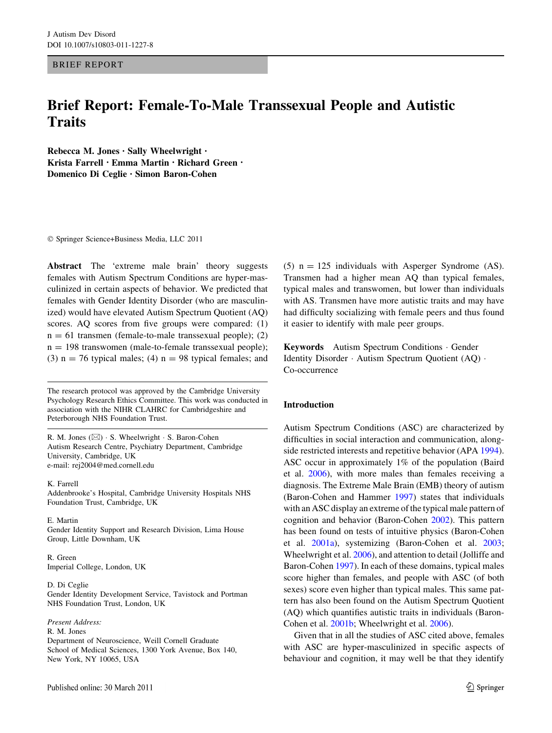BRIEF REPORT

# Brief Report: Female-To-Male Transsexual People and Autistic Traits

**Rebecca M. Jones · Sally Wheelwright · Krista Farrell · Emma Martin · Richard Green · Domenico Di Ceglie · Simon Baron-Cohen**

© Springer Science+Business Media, LLC 2011

**Abstract** The 'extreme male brain' theory suggests females with Autism Spectrum Conditions are hyper-masculinized in certain aspects of behavior. We predicted that females with Gender Identity Disorder (who are masculinized) would have elevated Autism Spectrum Quotient (AQ) scores. AQ scores from five groups were compared: (1) n = 61 transmen (female-to-male transsexual people); (2) n = 198 transwomen (male-to-female transsexual people); (3) n = 76 typical males; (4) n = 98 typical females; and (5) n = 125 individuals with Asperger Syndrome (AS). Transmen had a higher mean AQ than typical females, typical males and transwomen, but lower than individuals with AS. Transmen have more autistic traits and may have had difficulty socializing with female peers and thus found it easier to identify with male peer groups.

**Keywords** Autism Spectrum Conditions · Gender Identity Disorder · Autism Spectrum Quotient (AQ) · Co-occurrence

The research protocol was approved by the Cambridge University Psychology Research Ethics Committee. This work was conducted in association with the NIHR CLAHRC for Cambridgeshire and Peterborough NHS Foundation Trust.

R. M. Jones (✉) · S. Wheelwright · S. Baron-Cohen
Autism Research Centre, Psychiatry Department, Cambridge University, Cambridge, UK
e-mail: rej2004@med.cornell.edu

K. Farrell
Addenbrooke's Hospital, Cambridge University Hospitals NHS Foundation Trust, Cambridge, UK

E. Martin
Gender Identity Support and Research Division, Lima House Group, Little Downham, UK

R. Green
Imperial College, London, UK

D. Di Ceglie
Gender Identity Development Service, Tavistock and Portman NHS Foundation Trust, London, UK

*Present Address:*
R. M. Jones
Department of Neuroscience, Weill Cornell Graduate School of Medical Sciences, 1300 York Avenue, Box 140, New York, NY 10065, USA

## Introduction

Autism Spectrum Conditions (ASC) are characterized by difficulties in social interaction and communication, alongside restricted interests and repetitive behavior (APA 1994). ASC occur in approximately 1% of the population (Baird et al. 2006), with more males than females receiving a diagnosis. The Extreme Male Brain (EMB) theory of autism (Baron-Cohen and Hammer 1997) states that individuals with an ASC display an extreme of the typical male pattern of cognition and behavior (Baron-Cohen 2002). This pattern has been found on tests of intuitive physics (Baron-Cohen et al. 2001a), systemizing (Baron-Cohen et al. 2003; Wheelwright et al. 2006), and attention to detail (Jolliffe and Baron-Cohen 1997). In each of these domains, typical males score higher than females, and people with ASC (of both sexes) score even higher than typical males. This same pattern has also been found on the Autism Spectrum Quotient (AQ) which quantifies autistic traits in individuals (Baron-Cohen et al. 2001b; Wheelwright et al. 2006).

Given that in all the studies of ASC cited above, females with ASC are hyper-masculinized in specific aspects of behaviour and cognition, it may well be that they identify

Published online: 30 March 2011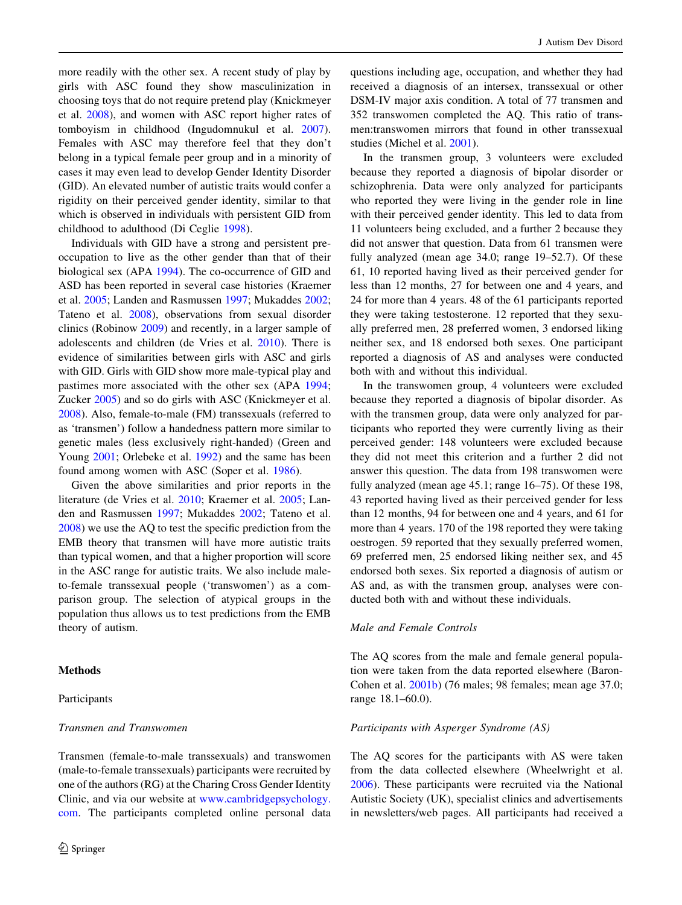more readily with the other sex. A recent study of play by girls with ASC found they show masculinization in choosing toys that do not require pretend play (Knickmeyer et al. 2008), and women with ASC report higher rates of tomboyism in childhood (Ingudomnukul et al. 2007). Females with ASC may therefore feel that they don't belong in a typical female peer group and in a minority of cases it may even lead to develop Gender Identity Disorder (GID). An elevated number of autistic traits would confer a rigidity on their perceived gender identity, similar to that which is observed in individuals with persistent GID from childhood to adulthood (Di Ceglie 1998).

Individuals with GID have a strong and persistent preoccupation to live as the other gender than that of their biological sex (APA 1994). The co-occurrence of GID and ASD has been reported in several case histories (Kraemer et al. 2005; Landen and Rasmussen 1997; Mukaddes 2002; Tateno et al. 2008), observations from sexual disorder clinics (Robinow 2009) and recently, in a larger sample of adolescents and children (de Vries et al. 2010). There is evidence of similarities between girls with ASC and girls with GID. Girls with GID show more male-typical play and pastimes more associated with the other sex (APA 1994; Zucker 2005) and so do girls with ASC (Knickmeyer et al. 2008). Also, female-to-male (FM) transsexuals (referred to as 'transmen') follow a handedness pattern more similar to genetic males (less exclusively right-handed) (Green and Young 2001; Orlebeke et al. 1992) and the same has been found among women with ASC (Soper et al. 1986).

Given the above similarities and prior reports in the literature (de Vries et al. 2010; Kraemer et al. 2005; Landen and Rasmussen 1997; Mukaddes 2002; Tateno et al. 2008) we use the AQ to test the specific prediction from the EMB theory that transmen will have more autistic traits than typical women, and that a higher proportion will score in the ASC range for autistic traits. We also include male-to-female transsexual people ('transwomen') as a comparison group. The selection of atypical groups in the population thus allows us to test predictions from the EMB theory of autism.

## Methods

### Participants

#### *Transmen and Transwomen*

Transmen (female-to-male transsexuals) and transwomen (male-to-female transsexuals) participants were recruited by one of the authors (RG) at the Charing Cross Gender Identity Clinic, and via our website at www.cambridgepsychology.com. The participants completed online personal data questions including age, occupation, and whether they had received a diagnosis of an intersex, transsexual or other DSM-IV major axis condition. A total of 77 transmen and 352 transwomen completed the AQ. This ratio of transmen:transwomen mirrors that found in other transsexual studies (Michel et al. 2001).

In the transmen group, 3 volunteers were excluded because they reported a diagnosis of bipolar disorder or schizophrenia. Data were only analyzed for participants who reported they were living in the gender role in line with their perceived gender identity. This led to data from 11 volunteers being excluded, and a further 2 because they did not answer that question. Data from 61 transmen were fully analyzed (mean age 34.0; range 19–52.7). Of these 61, 10 reported having lived as their perceived gender for less than 12 months, 27 for between one and 4 years, and 24 for more than 4 years. 48 of the 61 participants reported they were taking testosterone. 12 reported that they sexually preferred men, 28 preferred women, 3 endorsed liking neither sex, and 18 endorsed both sexes. One participant reported a diagnosis of AS and analyses were conducted both with and without this individual.

In the transwomen group, 4 volunteers were excluded because they reported a diagnosis of bipolar disorder. As with the transmen group, data were only analyzed for participants who reported they were currently living as their perceived gender: 148 volunteers were excluded because they did not meet this criterion and a further 2 did not answer this question. The data from 198 transwomen were fully analyzed (mean age 45.1; range 16–75). Of these 198, 43 reported having lived as their perceived gender for less than 12 months, 94 for between one and 4 years, and 61 for more than 4 years. 170 of the 198 reported they were taking oestrogen. 59 reported that they sexually preferred women, 69 preferred men, 25 endorsed liking neither sex, and 45 endorsed both sexes. Six reported a diagnosis of autism or AS and, as with the transmen group, analyses were conducted both with and without these individuals.

#### *Male and Female Controls*

The AQ scores from the male and female general population were taken from the data reported elsewhere (Baron-Cohen et al. 2001b) (76 males; 98 females; mean age 37.0; range 18.1–60.0).

#### *Participants with Asperger Syndrome (AS)*

The AQ scores for the participants with AS were taken from the data collected elsewhere (Wheelwright et al. 2006). These participants were recruited via the National Autistic Society (UK), specialist clinics and advertisements in newsletters/web pages. All participants had received a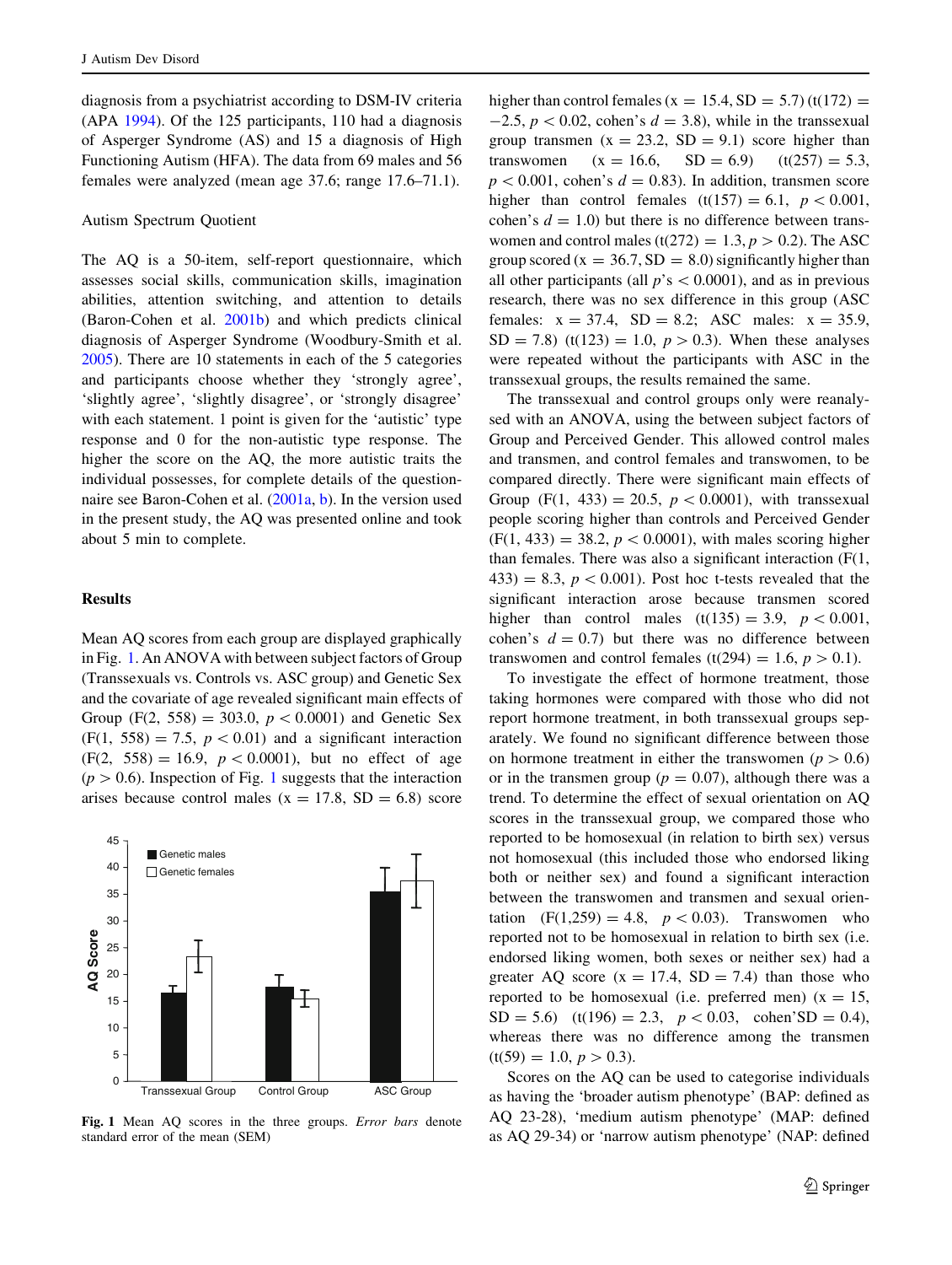diagnosis from a psychiatrist according to DSM-IV criteria (APA 1994). Of the 125 participants, 110 had a diagnosis of Asperger Syndrome (AS) and 15 a diagnosis of High Functioning Autism (HFA). The data from 69 males and 56 females were analyzed (mean age 37.6; range 17.6–71.1).

Autism Spectrum Quotient

The AQ is a 50-item, self-report questionnaire, which assesses social skills, communication skills, imagination abilities, attention switching, and attention to details (Baron-Cohen et al. 2001b) and which predicts clinical diagnosis of Asperger Syndrome (Woodbury-Smith et al. 2005). There are 10 statements in each of the 5 categories and participants choose whether they 'strongly agree', 'slightly agree', 'slightly disagree', or 'strongly disagree' with each statement. 1 point is given for the 'autistic' type response and 0 for the non-autistic type response. The higher the score on the AQ, the more autistic traits the individual possesses, for complete details of the questionnaire see Baron-Cohen et al. (2001a, b). In the version used in the present study, the AQ was presented online and took about 5 min to complete.

## Results

Mean AQ scores from each group are displayed graphically in Fig. 1. An ANOVA with between subject factors of Group (Transsexuals vs. Controls vs. ASC group) and Genetic Sex and the covariate of age revealed significant main effects of Group ($F(2, 558) = 303.0$, $p < 0.0001$) and Genetic Sex ($F(1, 558) = 7.5$, $p < 0.01$) and a significant interaction ($F(2, 558) = 16.9$, $p < 0.0001$), but no effect of age ($p > 0.6$). Inspection of Fig. 1 suggests that the interaction arises because control males ($x = 17.8$, $SD = 6.8$) score higher than control females ($x = 15.4$, $SD = 5.7$) ($t(172) = -2.5$, $p < 0.02$, cohen's $d = 3.8$), while in the transsexual group transmen ($x = 23.2$, $SD = 9.1$) score higher than transwomen ($x = 16.6$, $SD = 6.9$) ($t(257) = 5.3$, $p < 0.001$, cohen's $d = 0.83$). In addition, transmen score higher than control females ($t(157) = 6.1$, $p < 0.001$, cohen's $d = 1.0$) but there is no difference between transwomen and control males ($t(272) = 1.3, p > 0.2$). The ASC group scored ($x = 36.7$, $SD = 8.0$) significantly higher than all other participants (all $p$'s $< 0.0001$), and as in previous research, there was no sex difference in this group (ASC females: $x = 37.4$, $SD = 8.2$; ASC males: $x = 35.9$, $SD = 7.8$) ($t(123) = 1.0$, $p > 0.3$). When these analyses were repeated without the participants with ASC in the transsexual groups, the results remained the same.

Fig. 1 Mean AQ scores in the three groups. *Error bars* denote standard error of the mean (SEM)

The transsexual and control groups only were reanalysed with an ANOVA, using the between subject factors of Group and Perceived Gender. This allowed control males and transmen, and control females and transwomen, to be compared directly. There were significant main effects of Group ($F(1, 433) = 20.5$, $p < 0.0001$), with transsexual people scoring higher than controls and Perceived Gender ($F(1, 433) = 38.2$, $p < 0.0001$), with males scoring higher than females. There was also a significant interaction ($F(1, 433) = 8.3$, $p < 0.001$). Post hoc t-tests revealed that the significant interaction arose because transmen scored higher than control males ($t(135) = 3.9$, $p < 0.001$, cohen's $d = 0.7$) but there was no difference between transwomen and control females ($t(294) = 1.6$, $p > 0.1$).

To investigate the effect of hormone treatment, those taking hormones were compared with those who did not report hormone treatment, in both transsexual groups separately. We found no significant difference between those on hormone treatment in either the transwomen ($p > 0.6$) or in the transmen group ($p = 0.07$), although there was a trend. To determine the effect of sexual orientation on AQ scores in the transsexual group, we compared those who reported to be homosexual (in relation to birth sex) versus not homosexual (this included those who endorsed liking both or neither sex) and found a significant interaction between the transwomen and transmen and sexual orientation ($F(1,259) = 4.8$, $p < 0.03$). Transwomen who reported not to be homosexual in relation to birth sex (i.e. endorsed liking women, both sexes or neither sex) had a greater AQ score ($x = 17.4$, $SD = 7.4$) than those who reported to be homosexual (i.e. preferred men) ($x = 15$, $SD = 5.6$) ($t(196) = 2.3$, $p < 0.03$, cohen'SD $= 0.4$), whereas there was no difference among the transmen ($t(59) = 1.0$, $p > 0.3$).

Scores on the AQ can be used to categorise individuals as having the 'broader autism phenotype' (BAP: defined as AQ 23-28), 'medium autism phenotype' (MAP: defined as AQ 29-34) or 'narrow autism phenotype' (NAP: defined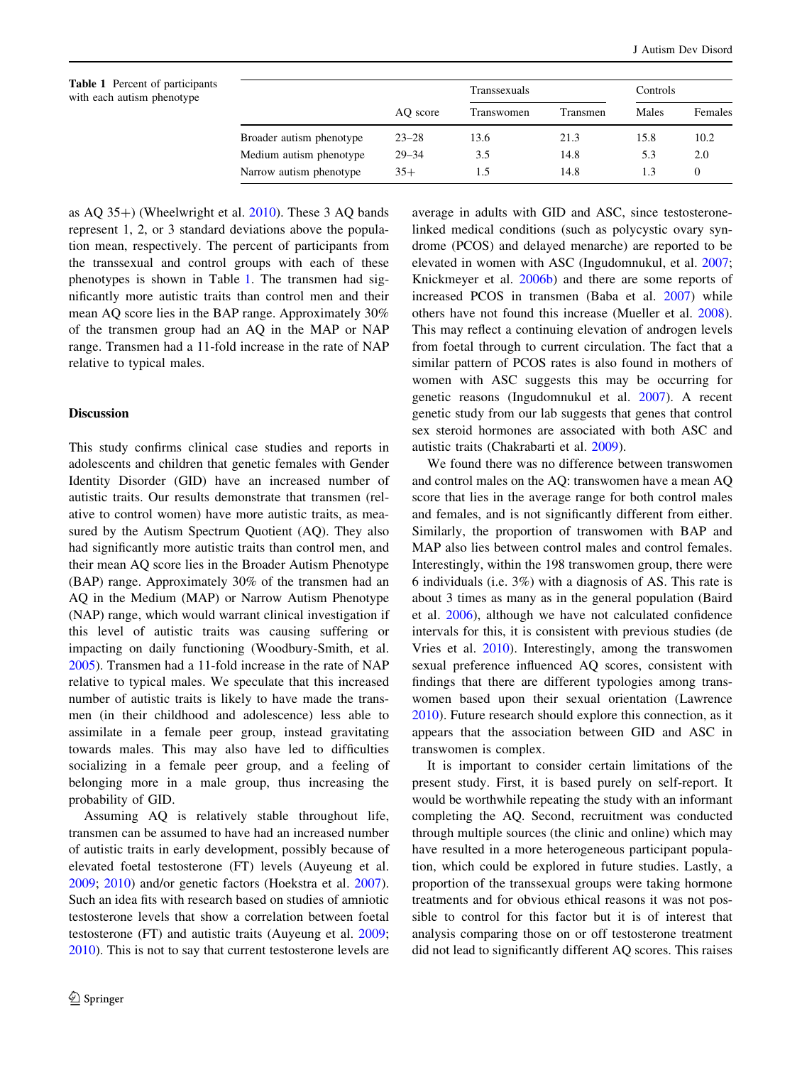Table 1 Percent of participants with each autism phenotype

| | AQ score | Transsexuals | | Controls | |
|---|---|---|---|---|---|
| | | Transwomen | Transmen | Males | Females |
| Broader autism phenotype | 23–28 | 13.6 | 21.3 | 15.8 | 10.2 |
| Medium autism phenotype | 29–34 | 3.5 | 14.8 | 5.3 | 2.0 |
| Narrow autism phenotype | 35+ | 1.5 | 14.8 | 1.3 | 0 |

as AQ 35+) (Wheelwright et al. 2010). These 3 AQ bands represent 1, 2, or 3 standard deviations above the population mean, respectively. The percent of participants from the transsexual and control groups with each of these phenotypes is shown in Table 1. The transmen had significantly more autistic traits than control men and their mean AQ score lies in the BAP range. Approximately 30% of the transmen group had an AQ in the MAP or NAP range. Transmen had a 11-fold increase in the rate of NAP relative to typical males.

## Discussion

This study confirms clinical case studies and reports in adolescents and children that genetic females with Gender Identity Disorder (GID) have an increased number of autistic traits. Our results demonstrate that transmen (relative to control women) have more autistic traits, as measured by the Autism Spectrum Quotient (AQ). They also had significantly more autistic traits than control men, and their mean AQ score lies in the Broader Autism Phenotype (BAP) range. Approximately 30% of the transmen had an AQ in the Medium (MAP) or Narrow Autism Phenotype (NAP) range, which would warrant clinical investigation if this level of autistic traits was causing suffering or impacting on daily functioning (Woodbury-Smith, et al. 2005). Transmen had a 11-fold increase in the rate of NAP relative to typical males. We speculate that this increased number of autistic traits is likely to have made the transmen (in their childhood and adolescence) less able to assimilate in a female peer group, instead gravitating towards males. This may also have led to difficulties socializing in a female peer group, and a feeling of belonging more in a male group, thus increasing the probability of GID.

Assuming AQ is relatively stable throughout life, transmen can be assumed to have had an increased number of autistic traits in early development, possibly because of elevated foetal testosterone (FT) levels (Auyeung et al. 2009; 2010) and/or genetic factors (Hoekstra et al. 2007). Such an idea fits with research based on studies of amniotic testosterone levels that show a correlation between foetal testosterone (FT) and autistic traits (Auyeung et al. 2009; 2010). This is not to say that current testosterone levels are average in adults with GID and ASC, since testosterone-linked medical conditions (such as polycystic ovary syndrome (PCOS) and delayed menarche) are reported to be elevated in women with ASC (Ingudomnukul, et al. 2007; Knickmeyer et al. 2006b) and there are some reports of increased PCOS in transmen (Baba et al. 2007) while others have not found this increase (Mueller et al. 2008). This may reflect a continuing elevation of androgen levels from foetal through to current circulation. The fact that a similar pattern of PCOS rates is also found in mothers of women with ASC suggests this may be occurring for genetic reasons (Ingudomnukul et al. 2007). A recent genetic study from our lab suggests that genes that control sex steroid hormones are associated with both ASC and autistic traits (Chakrabarti et al. 2009).

We found there was no difference between transwomen and control males on the AQ: transwomen have a mean AQ score that lies in the average range for both control males and females, and is not significantly different from either. Similarly, the proportion of transwomen with BAP and MAP also lies between control males and control females. Interestingly, within the 198 transwomen group, there were 6 individuals (i.e. 3%) with a diagnosis of AS. This rate is about 3 times as many as in the general population (Baird et al. 2006), although we have not calculated confidence intervals for this, it is consistent with previous studies (de Vries et al. 2010). Interestingly, among the transwomen sexual preference influenced AQ scores, consistent with findings that there are different typologies among transwomen based upon their sexual orientation (Lawrence 2010). Future research should explore this connection, as it appears that the association between GID and ASC in transwomen is complex.

It is important to consider certain limitations of the present study. First, it is based purely on self-report. It would be worthwhile repeating the study with an informant completing the AQ. Second, recruitment was conducted through multiple sources (the clinic and online) which may have resulted in a more heterogeneous participant population, which could be explored in future studies. Lastly, a proportion of the transsexual groups were taking hormone treatments and for obvious ethical reasons it was not possible to control for this factor but it is of interest that analysis comparing those on or off testosterone treatment did not lead to significantly different AQ scores. This raises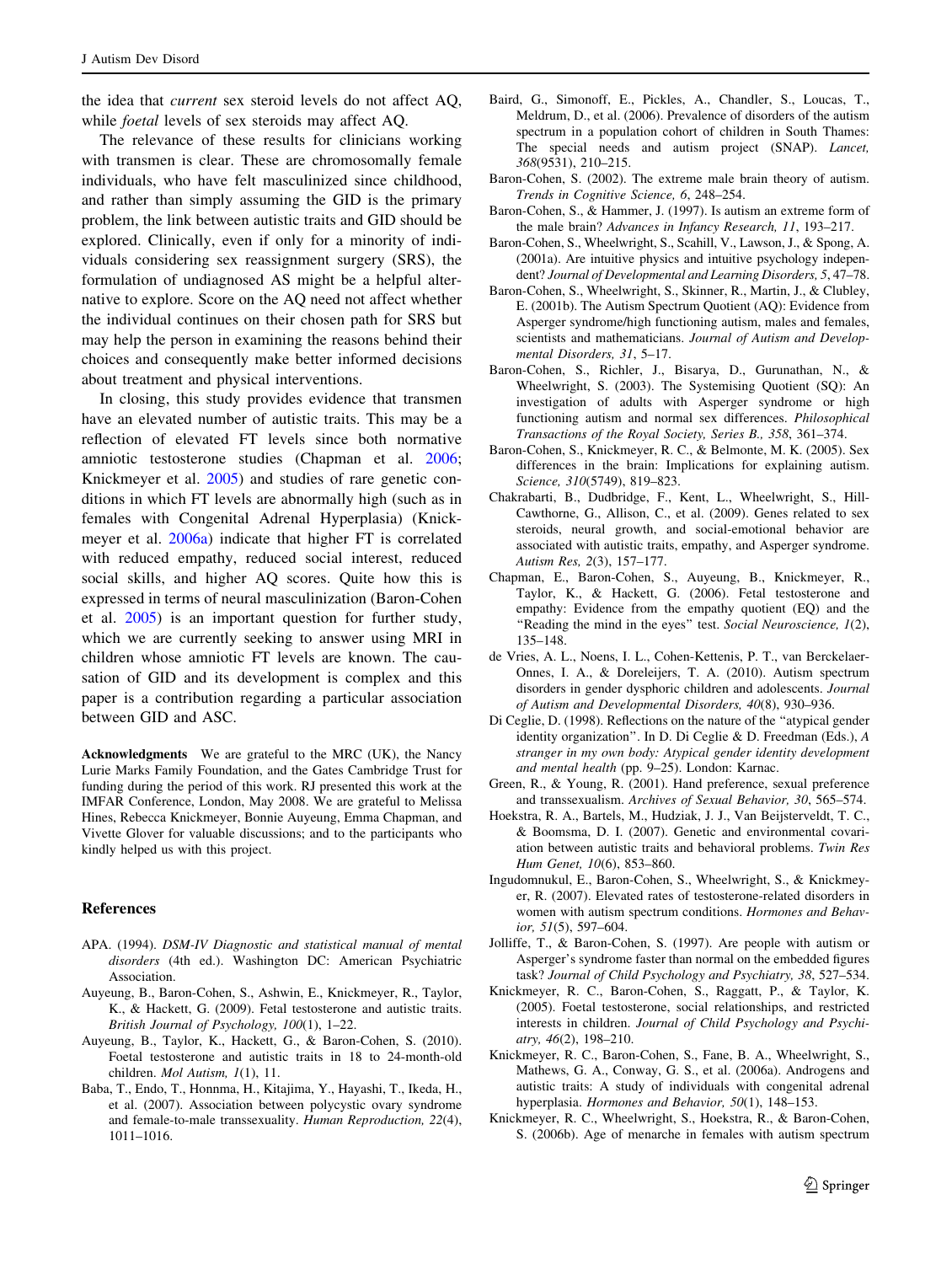the idea that *current* sex steroid levels do not affect AQ, while *foetal* levels of sex steroids may affect AQ.

The relevance of these results for clinicians working with transmen is clear. These are chromosomally female individuals, who have felt masculinized since childhood, and rather than simply assuming the GID is the primary problem, the link between autistic traits and GID should be explored. Clinically, even if only for a minority of individuals considering sex reassignment surgery (SRS), the formulation of undiagnosed AS might be a helpful alternative to explore. Score on the AQ need not affect whether the individual continues on their chosen path for SRS but may help the person in examining the reasons behind their choices and consequently make better informed decisions about treatment and physical interventions.

In closing, this study provides evidence that transmen have an elevated number of autistic traits. This may be a reflection of elevated FT levels since both normative amniotic testosterone studies (Chapman et al. 2006; Knickmeyer et al. 2005) and studies of rare genetic conditions in which FT levels are abnormally high (such as in females with Congenital Adrenal Hyperplasia) (Knickmeyer et al. 2006a) indicate that higher FT is correlated with reduced empathy, reduced social interest, reduced social skills, and higher AQ scores. Quite how this is expressed in terms of neural masculinization (Baron-Cohen et al. 2005) is an important question for further study, which we are currently seeking to answer using MRI in children whose amniotic FT levels are known. The causation of GID and its development is complex and this paper is a contribution regarding a particular association between GID and ASC.

**Acknowledgments** We are grateful to the MRC (UK), the Nancy Lurie Marks Family Foundation, and the Gates Cambridge Trust for funding during the period of this work. RJ presented this work at the IMFAR Conference, London, May 2008. We are grateful to Melissa Hines, Rebecca Knickmeyer, Bonnie Auyeung, Emma Chapman, and Vivette Glover for valuable discussions; and to the participants who kindly helped us with this project.

## References

APA. (1994). *DSM-IV Diagnostic and statistical manual of mental disorders* (4th ed.). Washington DC: American Psychiatric Association.

Auyeung, B., Baron-Cohen, S., Ashwin, E., Knickmeyer, R., Taylor, K., & Hackett, G. (2009). Fetal testosterone and autistic traits. *British Journal of Psychology, 100*(1), 1–22.

Auyeung, B., Taylor, K., Hackett, G., & Baron-Cohen, S. (2010). Foetal testosterone and autistic traits in 18 to 24-month-old children. *Mol Autism, 1*(1), 11.

Baba, T., Endo, T., Honnma, H., Kitajima, Y., Hayashi, T., Ikeda, H., et al. (2007). Association between polycystic ovary syndrome and female-to-male transsexuality. *Human Reproduction, 22*(4), 1011–1016.

Baird, G., Simonoff, E., Pickles, A., Chandler, S., Loucas, T., Meldrum, D., et al. (2006). Prevalence of disorders of the autism spectrum in a population cohort of children in South Thames: The special needs and autism project (SNAP). *Lancet, 368*(9531), 210–215.

Baron-Cohen, S. (2002). The extreme male brain theory of autism. *Trends in Cognitive Science, 6*, 248–254.

Baron-Cohen, S., & Hammer, J. (1997). Is autism an extreme form of the male brain? *Advances in Infancy Research, 11*, 193–217.

Baron-Cohen, S., Wheelwright, S., Scahill, V., Lawson, J., & Spong, A. (2001a). Are intuitive physics and intuitive psychology independent? *Journal of Developmental and Learning Disorders, 5*, 47–78.

Baron-Cohen, S., Wheelwright, S., Skinner, R., Martin, J., & Clubley, E. (2001b). The Autism Spectrum Quotient (AQ): Evidence from Asperger syndrome/high functioning autism, males and females, scientists and mathematicians. *Journal of Autism and Developmental Disorders, 31*, 5–17.

Baron-Cohen, S., Richler, J., Bisarya, D., Gurunathan, N., & Wheelwright, S. (2003). The Systemising Quotient (SQ): An investigation of adults with Asperger syndrome or high functioning autism and normal sex differences. *Philosophical Transactions of the Royal Society, Series B., 358*, 361–374.

Baron-Cohen, S., Knickmeyer, R. C., & Belmonte, M. K. (2005). Sex differences in the brain: Implications for explaining autism. *Science, 310*(5749), 819–823.

Chakrabarti, B., Dudbridge, F., Kent, L., Wheelwright, S., Hill-Cawthorne, G., Allison, C., et al. (2009). Genes related to sex steroids, neural growth, and social-emotional behavior are associated with autistic traits, empathy, and Asperger syndrome. *Autism Res, 2*(3), 157–177.

Chapman, E., Baron-Cohen, S., Auyeung, B., Knickmeyer, R., Taylor, K., & Hackett, G. (2006). Fetal testosterone and empathy: Evidence from the empathy quotient (EQ) and the "Reading the mind in the eyes" test. *Social Neuroscience, 1*(2), 135–148.

de Vries, A. L., Noens, I. L., Cohen-Kettenis, P. T., van Berckelaer-Onnes, I. A., & Doreleijers, T. A. (2010). Autism spectrum disorders in gender dysphoric children and adolescents. *Journal of Autism and Developmental Disorders, 40*(8), 930–936.

Di Ceglie, D. (1998). Reflections on the nature of the "atypical gender identity organization". In D. Di Ceglie & D. Freedman (Eds.), *A stranger in my own body: Atypical gender identity development and mental health* (pp. 9–25). London: Karnac.

Green, R., & Young, R. (2001). Hand preference, sexual preference and transsexualism. *Archives of Sexual Behavior, 30*, 565–574.

Hoekstra, R. A., Bartels, M., Hudziak, J. J., Van Beijsterveldt, T. C., & Boomsma, D. I. (2007). Genetic and environmental covariation between autistic traits and behavioral problems. *Twin Res Hum Genet, 10*(6), 853–860.

Ingudomnukul, E., Baron-Cohen, S., Wheelwright, S., & Knickmeyer, R. (2007). Elevated rates of testosterone-related disorders in women with autism spectrum conditions. *Hormones and Behavior, 51*(5), 597–604.

Jolliffe, T., & Baron-Cohen, S. (1997). Are people with autism or Asperger's syndrome faster than normal on the embedded figures task? *Journal of Child Psychology and Psychiatry, 38*, 527–534.

Knickmeyer, R. C., Baron-Cohen, S., Raggatt, P., & Taylor, K. (2005). Foetal testosterone, social relationships, and restricted interests in children. *Journal of Child Psychology and Psychiatry, 46*(2), 198–210.

Knickmeyer, R. C., Baron-Cohen, S., Fane, B. A., Wheelwright, S., Mathews, G. A., Conway, G. S., et al. (2006a). Androgens and autistic traits: A study of individuals with congenital adrenal hyperplasia. *Hormones and Behavior, 50*(1), 148–153.

Knickmeyer, R. C., Wheelwright, S., Hoekstra, R., & Baron-Cohen, S. (2006b). Age of menarche in females with autism spectrum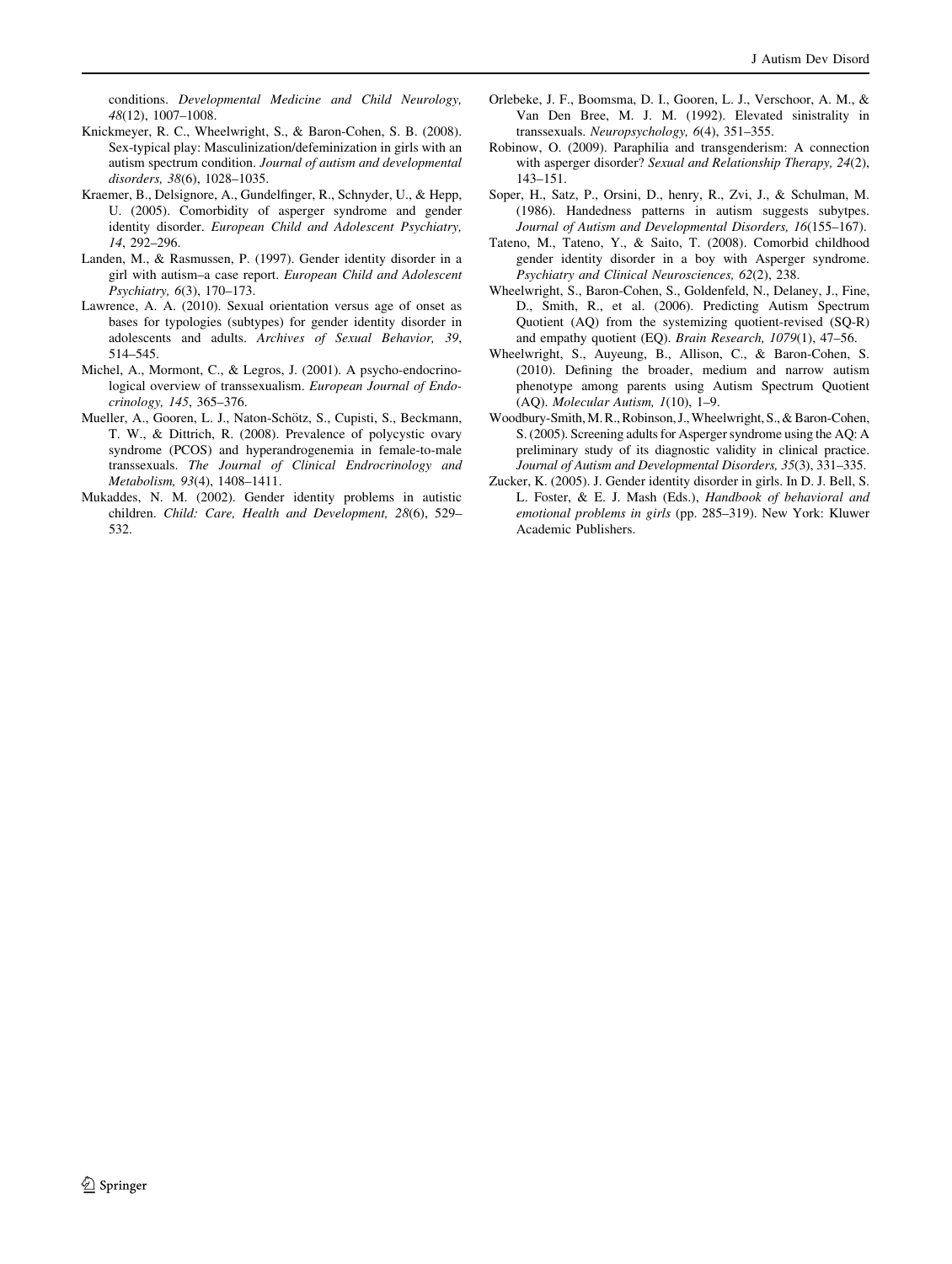conditions. *Developmental Medicine and Child Neurology, 48*(12), 1007–1008.

Knickmeyer, R. C., Wheelwright, S., & Baron-Cohen, S. B. (2008). Sex-typical play: Masculinization/defeminization in girls with an autism spectrum condition. *Journal of autism and developmental disorders, 38*(6), 1028–1035.

Kraemer, B., Delsignore, A., Gundelfinger, R., Schnyder, U., & Hepp, U. (2005). Comorbidity of asperger syndrome and gender identity disorder. *European Child and Adolescent Psychiatry, 14*, 292–296.

Landen, M., & Rasmussen, P. (1997). Gender identity disorder in a girl with autism–a case report. *European Child and Adolescent Psychiatry, 6*(3), 170–173.

Lawrence, A. A. (2010). Sexual orientation versus age of onset as bases for typologies (subtypes) for gender identity disorder in adolescents and adults. *Archives of Sexual Behavior, 39*, 514–545.

Michel, A., Mormont, C., & Legros, J. (2001). A psycho-endocrinological overview of transsexualism. *European Journal of Endocrinology, 145*, 365–376.

Mueller, A., Gooren, L. J., Naton-Schötz, S., Cupisti, S., Beckmann, T. W., & Dittrich, R. (2008). Prevalence of polycystic ovary syndrome (PCOS) and hyperandrogenemia in female-to-male transsexuals. *The Journal of Clinical Endrocrinology and Metabolism, 93*(4), 1408–1411.

Mukaddes, N. M. (2002). Gender identity problems in autistic children. *Child: Care, Health and Development, 28*(6), 529–532.

Orlebeke, J. F., Boomsma, D. I., Gooren, L. J., Verschoor, A. M., & Van Den Bree, M. J. M. (1992). Elevated sinistrality in transsexuals. *Neuropsychology, 6*(4), 351–355.

Robinow, O. (2009). Paraphilia and transgenderism: A connection with asperger disorder? *Sexual and Relationship Therapy, 24*(2), 143–151.

Soper, H., Satz, P., Orsini, D., henry, R., Zvi, J., & Schulman, M. (1986). Handedness patterns in autism suggests subytpes. *Journal of Autism and Developmental Disorders, 16*(155–167).

Tateno, M., Tateno, Y., & Saito, T. (2008). Comorbid childhood gender identity disorder in a boy with Asperger syndrome. *Psychiatry and Clinical Neurosciences, 62*(2), 238.

Wheelwright, S., Baron-Cohen, S., Goldenfeld, N., Delaney, J., Fine, D., Smith, R., et al. (2006). Predicting Autism Spectrum Quotient (AQ) from the systemizing quotient-revised (SQ-R) and empathy quotient (EQ). *Brain Research, 1079*(1), 47–56.

Wheelwright, S., Auyeung, B., Allison, C., & Baron-Cohen, S. (2010). Defining the broader, medium and narrow autism phenotype among parents using Autism Spectrum Quotient (AQ). *Molecular Autism, 1*(10), 1–9.

Woodbury-Smith, M. R., Robinson, J., Wheelwright, S., & Baron-Cohen, S. (2005). Screening adults for Asperger syndrome using the AQ: A preliminary study of its diagnostic validity in clinical practice. *Journal of Autism and Developmental Disorders, 35*(3), 331–335.

Zucker, K. (2005). J. Gender identity disorder in girls. In D. J. Bell, S. L. Foster, & E. J. Mash (Eds.), *Handbook of behavioral and emotional problems in girls* (pp. 285–319). New York: Kluwer Academic Publishers.